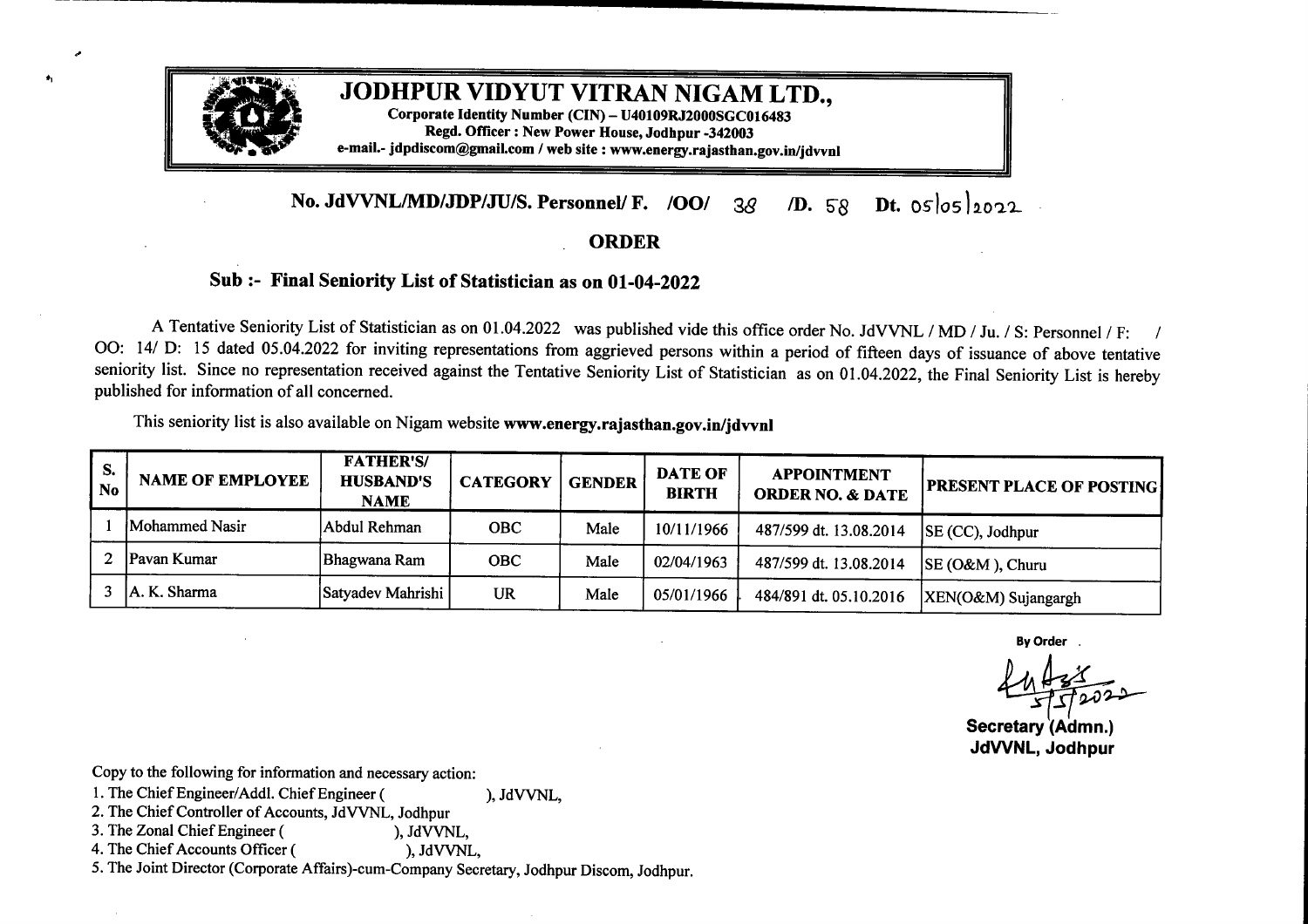# JODHPUR VIDYUT VITRAN NIGAM LTD.,

**Corporate Identity Number (CIN) – U40109RJ2000SGC016483**
**Regd. Officer : New Power House, Jodhpur -342003**
**e-mail.- jdpdiscom@gmail.com / web site : www.energy.rajasthan.gov.in/jdvvnl**

**No. JdVVNL/MD/JDP/JU/S. Personnel/ F. /OO/ 38 /D. 58 Dt. 05/05/2022**

## ORDER

### Sub :- Final Seniority List of Statistician as on 01-04-2022

A Tentative Seniority List of Statistician as on 01.04.2022 was published vide this office order No. JdVVNL / MD / Ju. / S: Personnel / F: / OO: 14/ D: 15 dated 05.04.2022 for inviting representations from aggrieved persons within a period of fifteen days of issuance of above tentative seniority list. Since no representation received against the Tentative Seniority List of Statistician as on 01.04.2022, the Final Seniority List is hereby published for information of all concerned.

This seniority list is also available on Nigam website **www.energy.rajasthan.gov.in/jdvvnl**

| S. No | NAME OF EMPLOYEE | FATHER'S/ HUSBAND'S NAME | CATEGORY | GENDER | DATE OF BIRTH | APPOINTMENT ORDER NO. & DATE | PRESENT PLACE OF POSTING |
|---|---|---|---|---|---|---|---|
| 1 | Mohammed Nasir | Abdul Rehman | OBC | Male | 10/11/1966 | 487/599 dt. 13.08.2014 | SE (CC), Jodhpur |
| 2 | Pavan Kumar | Bhagwana Ram | OBC | Male | 02/04/1963 | 487/599 dt. 13.08.2014 | SE (O&M ), Churu |
| 3 | A. K. Sharma | Satyadev Mahrishi | UR | Male | 05/01/1966 | 484/891 dt. 05.10.2016 | XEN(O&M) Sujangargh |

By Order

5/5/2022

**Secretary (Admn.)**
**JdVVNL, Jodhpur**

Copy to the following for information and necessary action:

1. The Chief Engineer/Addl. Chief Engineer ( ), JdVVNL,
2. The Chief Controller of Accounts, JdVVNL, Jodhpur
3. The Zonal Chief Engineer ( ), JdVVNL,
4. The Chief Accounts Officer ( ), JdVVNL,
5. The Joint Director (Corporate Affairs)-cum-Company Secretary, Jodhpur Discom, Jodhpur.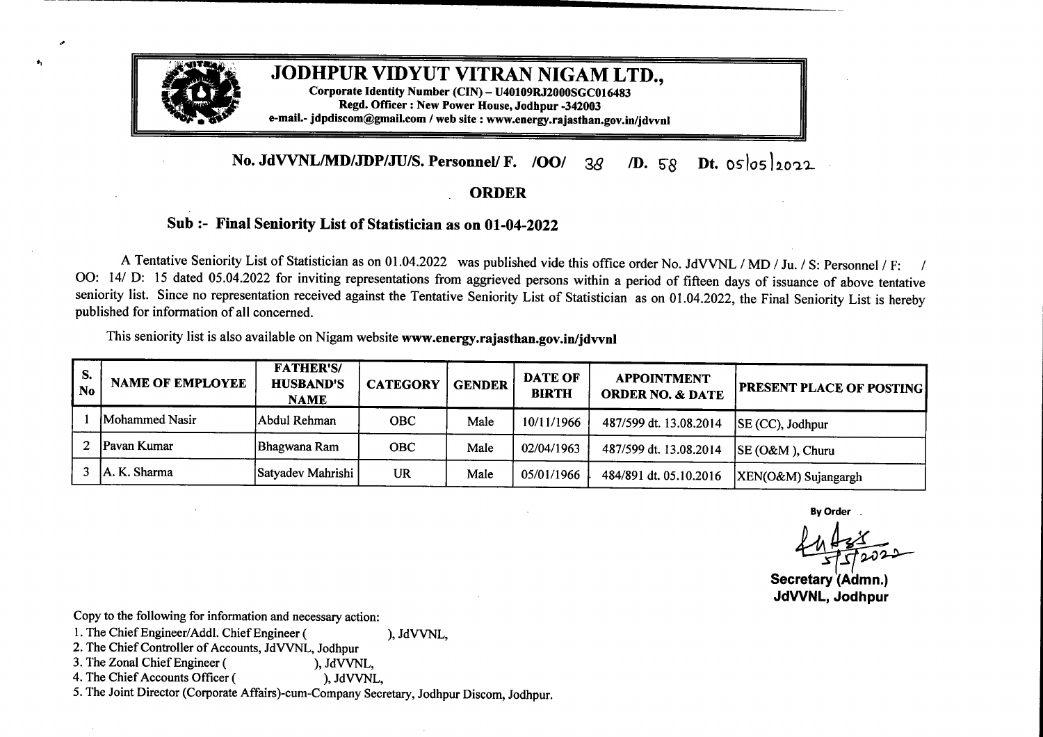# JODHPUR VIDYUT VITRAN NIGAM LTD.,

**Corporate Identity Number (CIN) – U40109RJ2000SGC016483**
**Regd. Officer : New Power House, Jodhpur -342003**
**e-mail.- jdpdiscom@gmail.com / web site : www.energy.rajasthan.gov.in/jdvvnl**

**No. JdVVNL/MD/JDP/JU/S. Personnel/ F. /OO/ 38 /D. 58 Dt. 05/05/2022**

## ORDER

### Sub :- Final Seniority List of Statistician as on 01-04-2022

A Tentative Seniority List of Statistician as on 01.04.2022 was published vide this office order No. JdVVNL / MD / Ju. / S: Personnel / F: / OO: 14/ D: 15 dated 05.04.2022 for inviting representations from aggrieved persons within a period of fifteen days of issuance of above tentative seniority list. Since no representation received against the Tentative Seniority List of Statistician as on 01.04.2022, the Final Seniority List is hereby published for information of all concerned.

This seniority list is also available on Nigam website **www.energy.rajasthan.gov.in/jdvvnl**

| S. No | NAME OF EMPLOYEE | FATHER'S/ HUSBAND'S NAME | CATEGORY | GENDER | DATE OF BIRTH | APPOINTMENT ORDER NO. & DATE | PRESENT PLACE OF POSTING |
|---|---|---|---|---|---|---|---|
| 1 | Mohammed Nasir | Abdul Rehman | OBC | Male | 10/11/1966 | 487/599 dt. 13.08.2014 | SE (CC), Jodhpur |
| 2 | Pavan Kumar | Bhagwana Ram | OBC | Male | 02/04/1963 | 487/599 dt. 13.08.2014 | SE (O&M ), Churu |
| 3 | A. K. Sharma | Satyadev Mahrishi | UR | Male | 05/01/1966 | 484/891 dt. 05.10.2016 | XEN(O&M) Sujangargh |

By Order

5/5/2022

**Secretary (Admn.)**
**JdVVNL, Jodhpur**

Copy to the following for information and necessary action:

1. The Chief Engineer/Addl. Chief Engineer ( ), JdVVNL,
2. The Chief Controller of Accounts, JdVVNL, Jodhpur
3. The Zonal Chief Engineer ( ), JdVVNL,
4. The Chief Accounts Officer ( ), JdVVNL,
5. The Joint Director (Corporate Affairs)-cum-Company Secretary, Jodhpur Discom, Jodhpur.